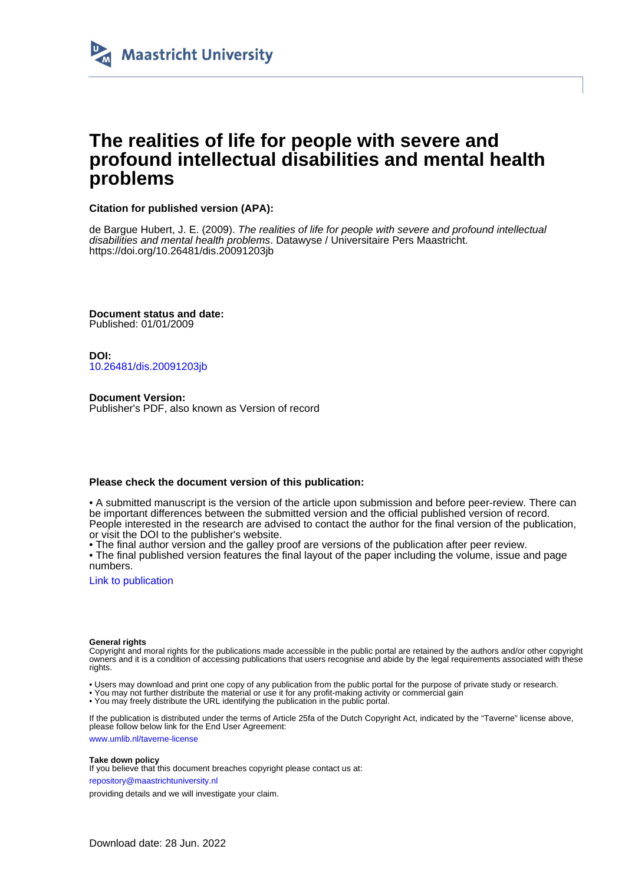Maastricht University

# The realities of life for people with severe and profound intellectual disabilities and mental health problems

**Citation for published version (APA):**

de Bargue Hubert, J. E. (2009). *The realities of life for people with severe and profound intellectual disabilities and mental health problems*. Datawyse / Universitaire Pers Maastricht. https://doi.org/10.26481/dis.20091203jb

**Document status and date:**
Published: 01/01/2009

**DOI:**
10.26481/dis.20091203jb

**Document Version:**
Publisher's PDF, also known as Version of record

**Please check the document version of this publication:**

• A submitted manuscript is the version of the article upon submission and before peer-review. There can be important differences between the submitted version and the official published version of record. People interested in the research are advised to contact the author for the final version of the publication, or visit the DOI to the publisher's website.
• The final author version and the galley proof are versions of the publication after peer review.
• The final published version features the final layout of the paper including the volume, issue and page numbers.

Link to publication

**General rights**
Copyright and moral rights for the publications made accessible in the public portal are retained by the authors and/or other copyright owners and it is a condition of accessing publications that users recognise and abide by the legal requirements associated with these rights.

• Users may download and print one copy of any publication from the public portal for the purpose of private study or research.
• You may not further distribute the material or use it for any profit-making activity or commercial gain
• You may freely distribute the URL identifying the publication in the public portal.

If the publication is distributed under the terms of Article 25fa of the Dutch Copyright Act, indicated by the "Taverne" license above, please follow below link for the End User Agreement:

www.umlib.nl/taverne-license

**Take down policy**
If you believe that this document breaches copyright please contact us at:

repository@maastrichtuniversity.nl

providing details and we will investigate your claim.

Download date: 28 Jun. 2022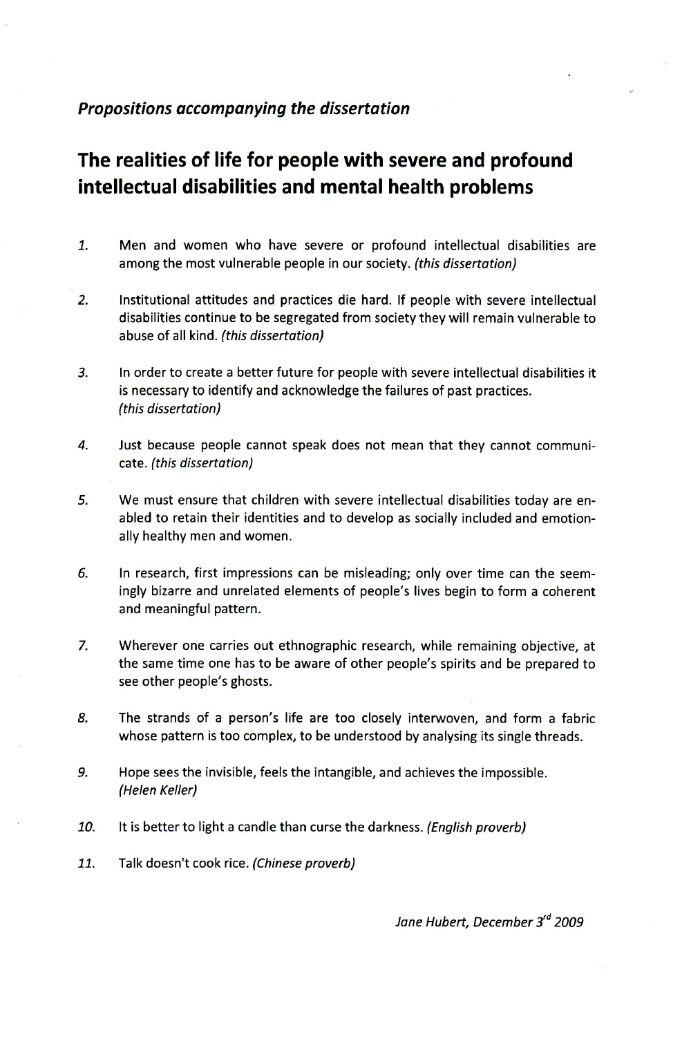*Propositions accompanying the dissertation*

# The realities of life for people with severe and profound intellectual disabilities and mental health problems

1. Men and women who have severe or profound intellectual disabilities are among the most vulnerable people in our society. *(this dissertation)*

2. Institutional attitudes and practices die hard. If people with severe intellectual disabilities continue to be segregated from society they will remain vulnerable to abuse of all kind. *(this dissertation)*

3. In order to create a better future for people with severe intellectual disabilities it is necessary to identify and acknowledge the failures of past practices. *(this dissertation)*

4. Just because people cannot speak does not mean that they cannot communicate. *(this dissertation)*

5. We must ensure that children with severe intellectual disabilities today are enabled to retain their identities and to develop as socially included and emotionally healthy men and women.

6. In research, first impressions can be misleading; only over time can the seemingly bizarre and unrelated elements of people's lives begin to form a coherent and meaningful pattern.

7. Wherever one carries out ethnographic research, while remaining objective, at the same time one has to be aware of other people's spirits and be prepared to see other people's ghosts.

8. The strands of a person's life are too closely interwoven, and form a fabric whose pattern is too complex, to be understood by analysing its single threads.

9. Hope sees the invisible, feels the intangible, and achieves the impossible. *(Helen Keller)*

10. It is better to light a candle than curse the darkness. *(English proverb)*

11. Talk doesn't cook rice. *(Chinese proverb)*

*Jane Hubert, December 3rd 2009*